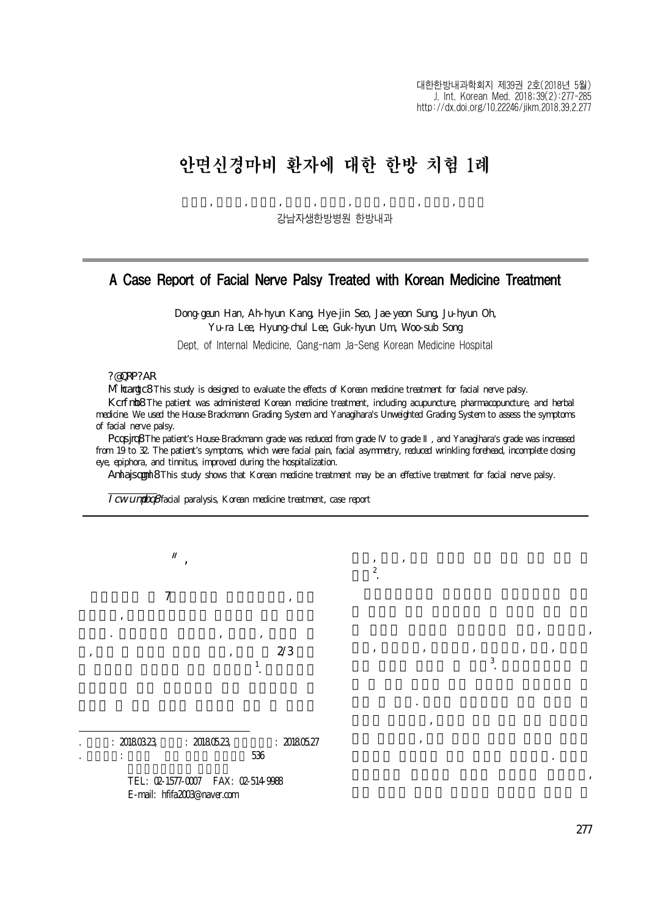# 안면신경마비 환자에 대한 한방 치험 1례

강남자생한방병원 한방내과

## A Case Report of Facial Nerve Palsy Treated with Korean Medicine Treatment

Dong-geun Han, Ah-hyun Kang, Hye-jin Seo, Jae-yeon Sung, Ju-hyun Oh, Yu-ra Lee, Hyung-chul Lee, Guk-hyun Um, Woo-sub Song

Dept. of Internal Medicine, Gang-nam Ja-Seng Korean Medicine Hospital

### ?@QRP?AR

**M`hcardc8** This study is designed to evaluate the effects of Korean medicine treatment for facial nerve palsy.

**Kcrf nb8** The patient was administered Korean medicine treatment, including acupuncture, pharmacopuncture, and herbal medicine. We used the House-Brackmann Grading System and Yanagihara's Unweighted Grading System to assess the symptoms of facial nerve palsy.

**Pcqsjrq8** The patient's House-Brackmann grade was reduced from grade IV to grade II, and Yanagihara's grade was increased from 19 to 32. The patient's symptoms, which were facial pain, facial asymmetry, reduced wrinkling forehead, incomplete closing eye, epiphora, and tinnitus, improved during the hospitalization.

**Anhajscgmh8** This study shows that Korean medicine treatment may be an effective treatment for facial nerve palsy.

*Icwumpbq8* facial paralysis, Korean medicine treatment, case report

7 , , . , , , , , 2/3 [1]. , , , [2]. , , , , , , , , [3]. . , , . ,

---

. : 2018.03.23, : 2018.05.23, : 2018.05.27
. : 536
TEL: 02-1577-0007 FAX: 02-514-9988
E-mail: hfifa2003@naver.com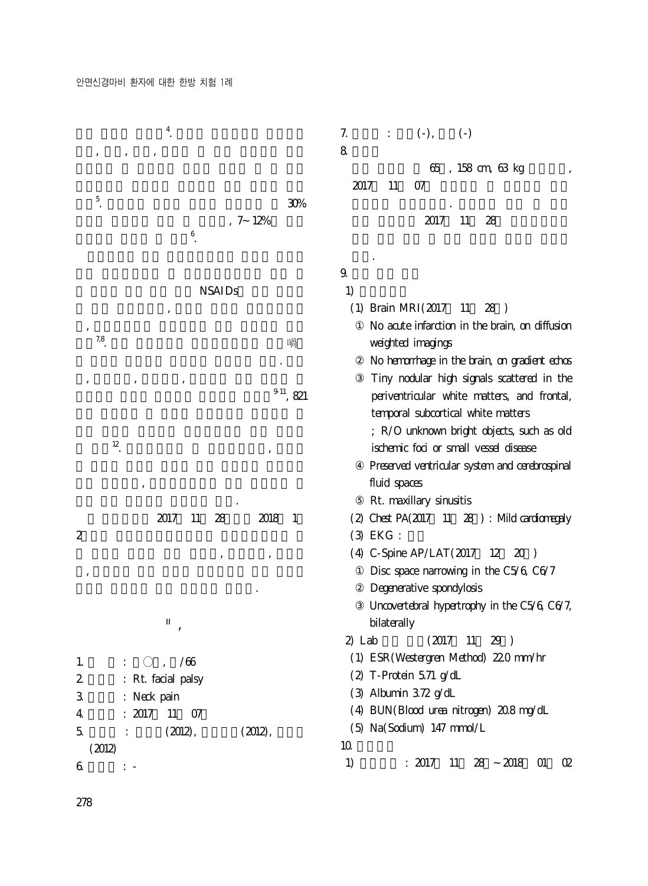4.

, , ,

5. 30%

, 7~12%

6.

NSAIDs

,

,

7,8. 喎

.

, , ,

9-11, 821

12. ,

,

.

2017 11 28 2018 1

2

, ,

,

.

Ⅱ ,

1. : ○, /66
2. : Rt. facial palsy
3. : Neck pain
4. : 2017 11 07
5. : (2012), (2012), (2012)
6. : -
7. : (-), (-)
8.

65 , 158 cm, 63 kg ,

2017 11 07

.

2017 11 28

.

9.

1)

(1) Brain MRI(2017 11 28 )
① No acute infarction in the brain, on diffusion weighted imagings
② No hemorrhage in the brain, on gradient echos
③ Tiny nodular high signals scattered in the periventricular white matters, and frontal, temporal subcortical white matters
; R/O unknown bright objects, such as old ischemic foci or small vessel disease
④ Preserved ventricular system and cerebrospinal fluid spaces
⑤ Rt. maxillary sinusitis

(2) Chest PA(2017 11 28 ) : Mild cardiomegaly

(3) EKG :

(4) C-Spine AP/LAT(2017 12 20 )
① Disc space narrowing in the C5/6, C6/7
② Degenerative spondylosis
③ Uncovertebral hypertrophy in the C5/6, C6/7, bilaterally

2) Lab (2017 11 29 )

(1) ESR(Westergren Method) 22.0 mm/hr
(2) T-Protein 5.71 g/dL
(3) Albumin 3.72 g/dL
(4) BUN(Blood urea nitrogen) 20.8 mg/dL
(5) Na(Sodium) 147 mmol/L

10.

1) : 2017 11 28 ~ 2018 01 02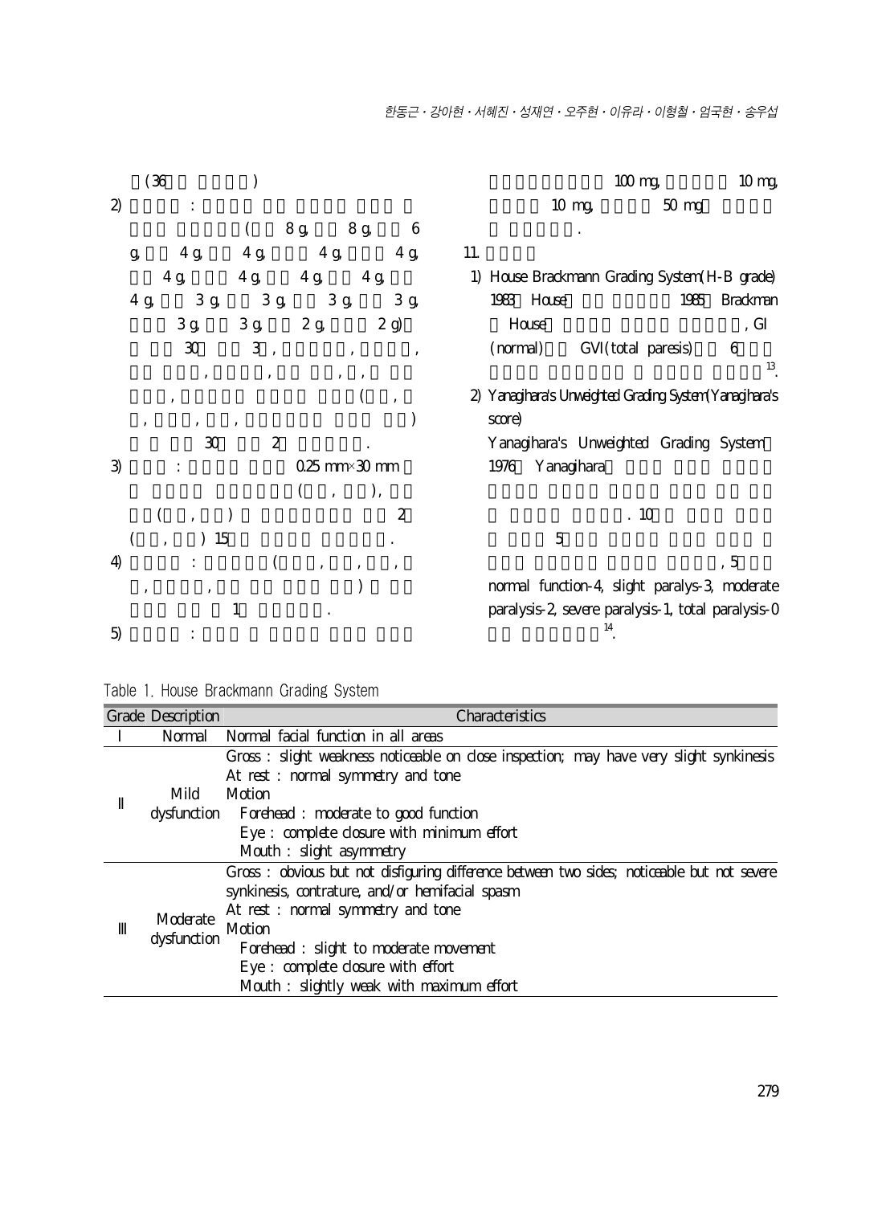(36 )

2) :

( 8 g, 8 g, 6 g, 4 g, 4 g, 4 g, 4 g, 4 g, 4 g, 4 g, 4 g, 4 g, 3 g, 3 g, 3 g, 3 g, 3 g, 3 g, 2 g, 2 g) 30 3 , , , , , , , , , ( , , , , ) 30 2 .

3) : 0.25 mm×30 mm ( , ), ( , ) 2 ( , ) 15 .

4) : ( , , , , , ) 1 .

5) : 100 mg, 10 mg, 10 mg, 50 mg .

11.

1) House Brackmann Grading System(H-B grade)

1983 House 1985 Brackman House , GI (normal) GVI(total paresis) 6 [13].

2) Yanagihara's Unweighted Grading System(Yanagihara's score)

Yanagihara's Unweighted Grading System 1976 Yanagihara . 10 5 , 5 normal function-4, slight paralys-3, moderate paralysis-2, severe paralysis-1, total paralysis-0 [14].

Table 1. House Brackmann Grading System

| Grade | Description | Characteristics |
|---|---|---|
| Ⅰ | Normal | Normal facial function in all areas |
| Ⅱ | Mild dysfunction | Gross : slight weakness noticeable on close inspection; may have very slight synkinesis<br>At rest : normal symmetry and tone<br>Motion<br>Forehead : moderate to good function<br>Eye : complete closure with minimum effort<br>Mouth : slight asymmetry |
| Ⅲ | Moderate dysfunction | Gross : obvious but not disfiguring difference between two sides; noticeable but not severe synkinesis, contrature, and/or hemifacial spasm<br>At rest : normal symmetry and tone<br>Motion<br>Forehead : slight to moderate movement<br>Eye : complete closure with effort<br>Mouth : slightly weak with maximum effort |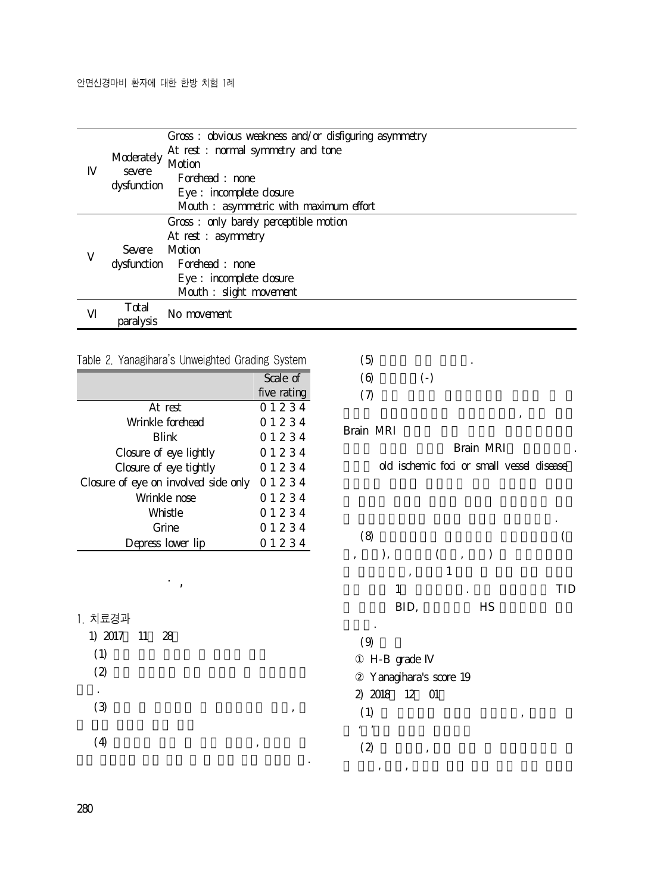| | | |
|---|---|---|
| IV | Moderately severe dysfunction | Gross : obvious weakness and/or disfiguring asymmetry<br>At rest : normal symmetry and tone<br>Motion<br>Forehead : none<br>Eye : incomplete closure<br>Mouth : asymmetric with maximum effort |
| V | Severe dysfunction | Gross : only barely perceptible motion<br>At rest : asymmetry<br>Motion<br>Forehead : none<br>Eye : incomplete closure<br>Mouth : slight movement |
| VI | Total paralysis | No movement |

Table 2. Yanagihara's Unweighted Grading System

| | Scale of five rating |
|---|---|
| At rest | 0 1 2 3 4 |
| Wrinkle forehead | 0 1 2 3 4 |
| Blink | 0 1 2 3 4 |
| Closure of eye lightly | 0 1 2 3 4 |
| Closure of eye tightly | 0 1 2 3 4 |
| Closure of eye on involved side only | 0 1 2 3 4 |
| Wrinkle nose | 0 1 2 3 4 |
| Whistle | 0 1 2 3 4 |
| Grine | 0 1 2 3 4 |
| Depress lower lip | 0 1 2 3 4 |

. ,

## 1. 치료경과

1) 2017 11 28

(1)

(2)

.

(3) ,

(4) ,

.

(5) .

(6) (-)

(7)

,

Brain MRI

Brain MRI .

old ischemic foci or small vessel disease

.

(8) (

, ), ( , )

, 1

1 . TID

BID, HS

.

(9)

① H-B grade IV

② Yanagihara's score 19

2) 2018 12 01

(1) ,

' '

(2) ,

, ,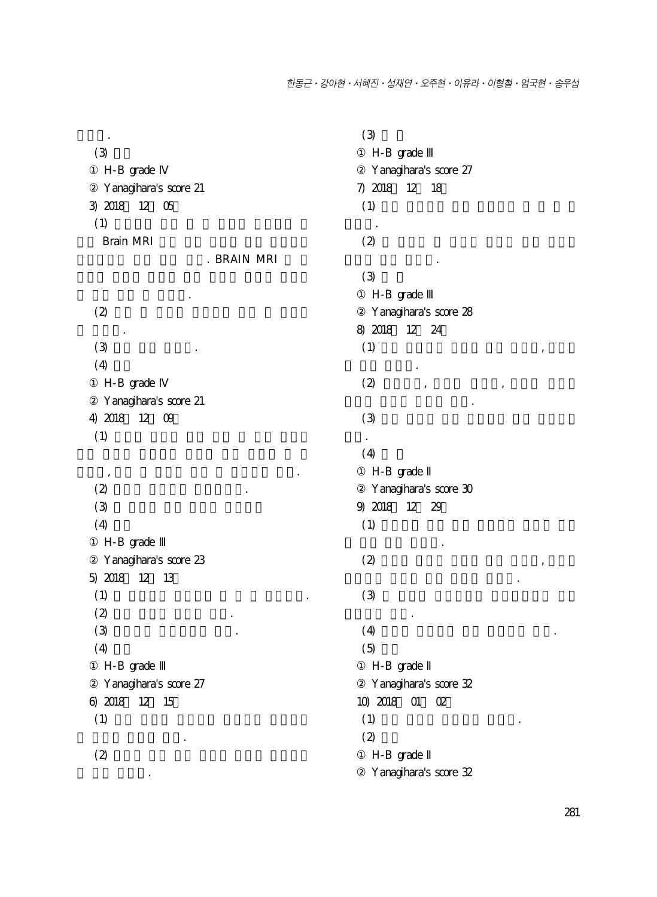.

(3)

① H-B grade IV

② Yanagihara's score 21

3) 2018 12 05

(1)

Brain MRI

. BRAIN MRI

.

(2)

.

(3) .

(4)

① H-B grade IV

② Yanagihara's score 21

4) 2018 12 09

(1)

, .

(2) .

(3)

(4)

① H-B grade III

② Yanagihara's score 23

5) 2018 12 13

(1) .

(2) .

(3) .

(4)

① H-B grade III

② Yanagihara's score 27

6) 2018 12 15

(1)

.

(2)

.

(3)

① H-B grade III

② Yanagihara's score 27

7) 2018 12 18

(1)

.

(2)

.

(3)

① H-B grade III

② Yanagihara's score 28

8) 2018 12 24

(1) ,

.

(2) , ,

.

(3)

.

(4)

① H-B grade II

② Yanagihara's score 30

9) 2018 12 29

(1)

.

(2) ,

.

(3)

.

(4) .

(5)

① H-B grade II

② Yanagihara's score 32

10) 2018 01 02

(1) .

(2)

① H-B grade II

② Yanagihara's score 32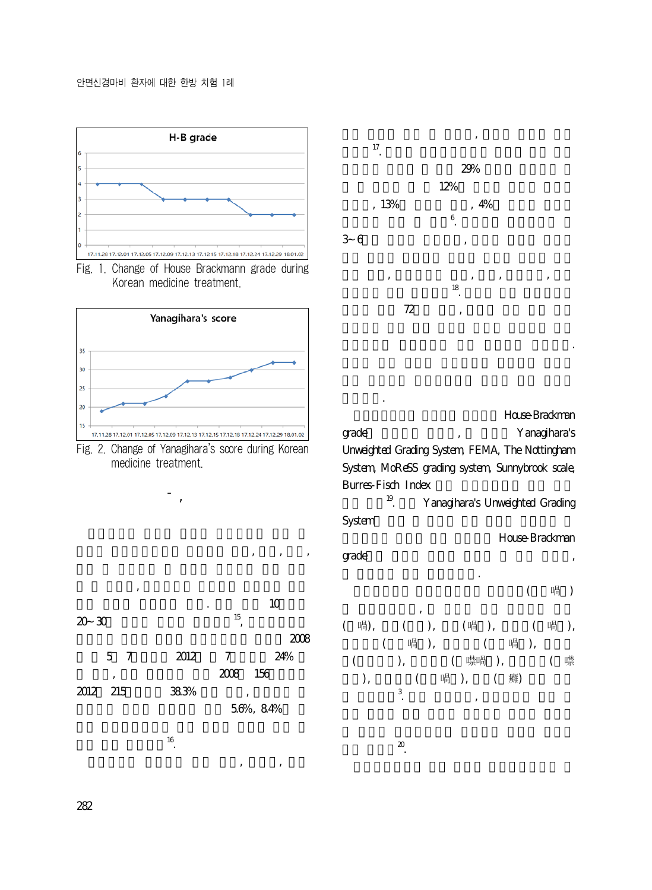H-B grade

Fig. 1. Change of House Brackmann grade during Korean medicine treatment.

Yanagihara's score

Fig. 2. Change of Yanagihara's score during Korean medicine treatment.

- ,

, , , , . 10 20~30 [15], 2008 5 7 2012 7 24% , 2008 156 2012 215 38.3% , 5.6%, 8.4% [16].

, , ,

, [17]. 29% 12% , 13% , 4% [6]. 3~6 , , , , , [18]. 72 , . .

House-Brackman grade , Yanagihara's Unweighted Grading System, FEMA, The Nottingham System, MoReSS grading system, Sunnybrook scale, Burres-Fisch Index [19]. Yanagihara's Unweighted Grading System House-Brackman grade , .

( 喎 ) , ( 喎), ( ), (喎 ), ( 喎 ), ( 喎 ), ( 喎 ), ( ), ( 噤喎 ), ( 噤 ), ( 喎 ), ( 癱) [3]. , [20].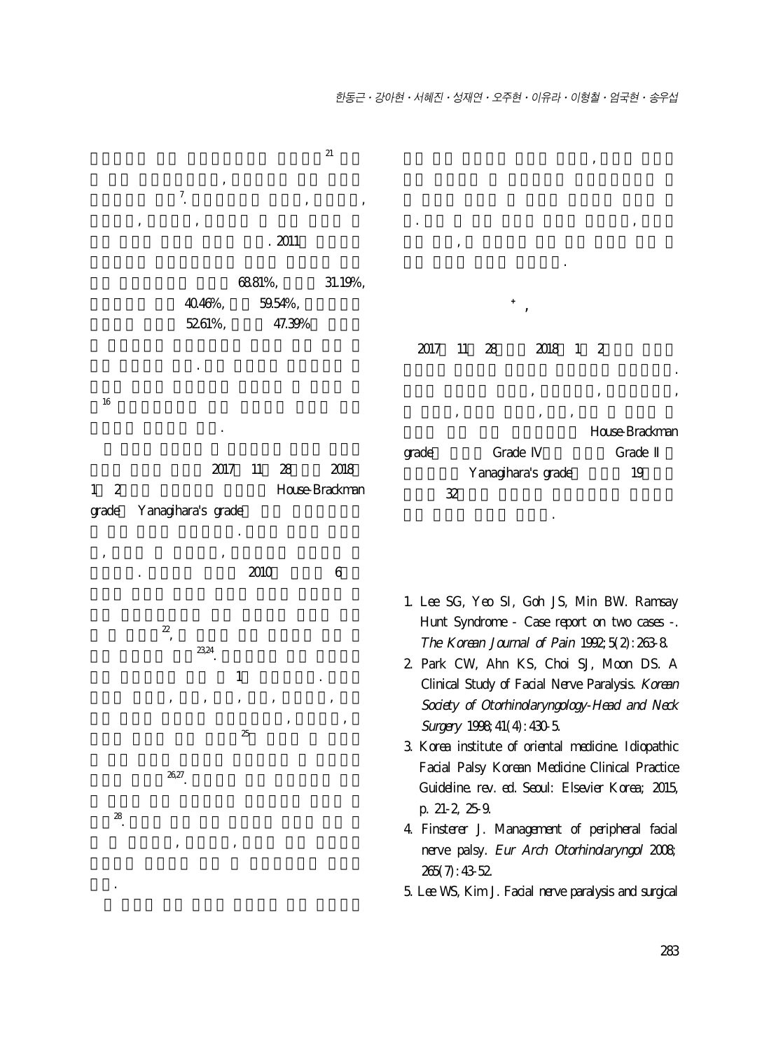[21]

,

[7]. , ,

, ,

. 2011

68.81%, 31.19%,

40.46%, 59.54%,

52.61%, 47.39%

.

[16]

.

2017 11 28 2018 1 2 House-Brackman grade Yanagihara's grade

.

, ,

. 2010 6

[22],

[23,24].

1 .

, , , , ,

, ,

[25]

[26,27].

[28].

, ,

.

,

. ,

,

.

+ ,

2017 11 28 2018 1 2

.

, , ,

, , ,

House-Brackman grade Grade IV Grade II

Yanagihara's grade 19

32

.

1. Lee SG, Yeo SI, Goh JS, Min BW. Ramsay Hunt Syndrome - Case report on two cases -. *The Korean Journal of Pain* 1992;5(2):263-8.
2. Park CW, Ahn KS, Choi SJ, Moon DS. A Clinical Study of Facial Nerve Paralysis. *Korean Society of Otorhinolaryngology-Head and Neck Surgery* 1998;41(4):430-5.
3. Korea institute of oriental medicine. Idiopathic Facial Palsy Korean Medicine Clinical Practice Guideline. rev. ed. Seoul: Elsevier Korea; 2015, p. 21-2, 25-9.
4. Finsterer J. Management of peripheral facial nerve palsy. *Eur Arch Otorhinolaryngol* 2008;265(7):43-52.
5. Lee WS, Kim J. Facial nerve paralysis and surgical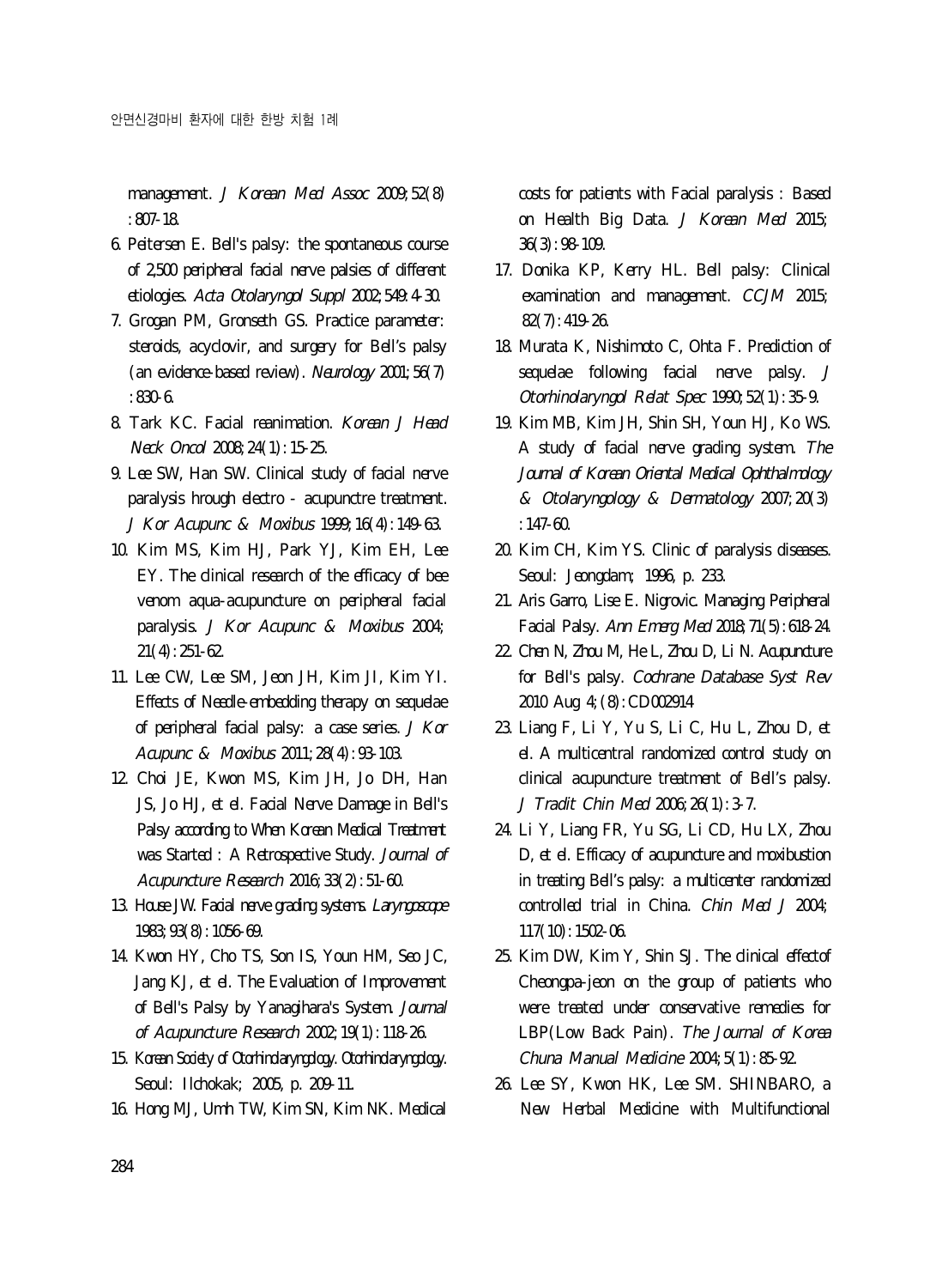management. *J Korean Med Assoc* 2009;52(8):807-18.

6. Peitersen E. Bell's palsy: the spontaneous course of 2,500 peripheral facial nerve palsies of different etiologies. *Acta Otolaryngol Suppl* 2002;549:4-30.
7. Grogan PM, Gronseth GS. Practice parameter: steroids, acyclovir, and surgery for Bell's palsy (an evidence-based review). *Neurology* 2001;56(7):830-6.
8. Tark KC. Facial reanimation. *Korean J Head Neck Oncol* 2008;24(1):15-25.
9. Lee SW, Han SW. Clinical study of facial nerve paralysis hrough electro - acupunctre treatment. *J Kor Acupunc & Moxibus* 1999;16(4):149-63.
10. Kim MS, Kim HJ, Park YJ, Kim EH, Lee EY. The clinical research of the efficacy of bee venom aqua-acupuncture on peripheral facial paralysis. *J Kor Acupunc & Moxibus* 2004;21(4):251-62.
11. Lee CW, Lee SM, Jeon JH, Kim JI, Kim YI. Effects of Needle-embedding therapy on sequelae of peripheral facial palsy: a case series. *J Kor Acupunc & Moxibus* 2011;28(4):93-103.
12. Choi JE, Kwon MS, Kim JH, Jo DH, Han JS, Jo HJ, et el. Facial Nerve Damage in Bell's Palsy according to When Korean Medical Treatment was Started : A Retrospective Study. *Journal of Acupuncture Research* 2016;33(2):51-60.
13. House JW. Facial nerve grading systems. *Laryngoscope* 1983;93(8):1056-69.
14. Kwon HY, Cho TS, Son IS, Youn HM, Seo JC, Jang KJ, et el. The Evaluation of Improvement of Bell's Palsy by Yanagihara's System. *Journal of Acupuncture Research* 2002;19(1):118-26.
15. Korean Society of Otorhinolaryngology. Otorhinolaryngology. Seoul: Ilchokak; 2005, p. 209-11.
16. Hong MJ, Umh TW, Kim SN, Kim NK. Medical costs for patients with Facial paralysis : Based on Health Big Data. *J Korean Med* 2015;36(3):98-109.
17. Donika KP, Kerry HL. Bell palsy: Clinical examination and management. *CCJM* 2015;82(7):419-26.
18. Murata K, Nishimoto C, Ohta F. Prediction of sequelae following facial nerve palsy. *J Otorhinolaryngol Relat Spec* 1990;52(1):35-9.
19. Kim MB, Kim JH, Shin SH, Youn HJ, Ko WS. A study of facial nerve grading system. *The Journal of Korean Oriental Medical Ophthalmology & Otolaryngology & Dermatology* 2007;20(3):147-60.
20. Kim CH, Kim YS. Clinic of paralysis diseases. Seoul: Jeongdam; 1996, p. 233.
21. Aris Garro, Lise E. Nigrovic. Managing Peripheral Facial Palsy. *Ann Emerg Med* 2018;71(5):618-24.
22. Chen N, Zhou M, He L, Zhou D, Li N. Acupuncture for Bell's palsy. *Cochrane Database Syst Rev* 2010 Aug 4;(8):CD002914
23. Liang F, Li Y, Yu S, Li C, Hu L, Zhou D, et el. A multicentral randomized control study on clinical acupuncture treatment of Bell's palsy. *J Tradit Chin Med* 2006;26(1):3-7.
24. Li Y, Liang FR, Yu SG, Li CD, Hu LX, Zhou D, et el. Efficacy of acupuncture and moxibustion in treating Bell's palsy: a multicenter randomized controlled trial in China. *Chin Med J* 2004;117(10):1502-06.
25. Kim DW, Kim Y, Shin SJ. The clinical effectof Cheongpa-jeon on the group of patients who were treated under conservative remedies for LBP(Low Back Pain). *The Journal of Korea Chuna Manual Medicine* 2004;5(1):85-92.
26. Lee SY, Kwon HK, Lee SM. SHINBARO, a New Herbal Medicine with Multifunctional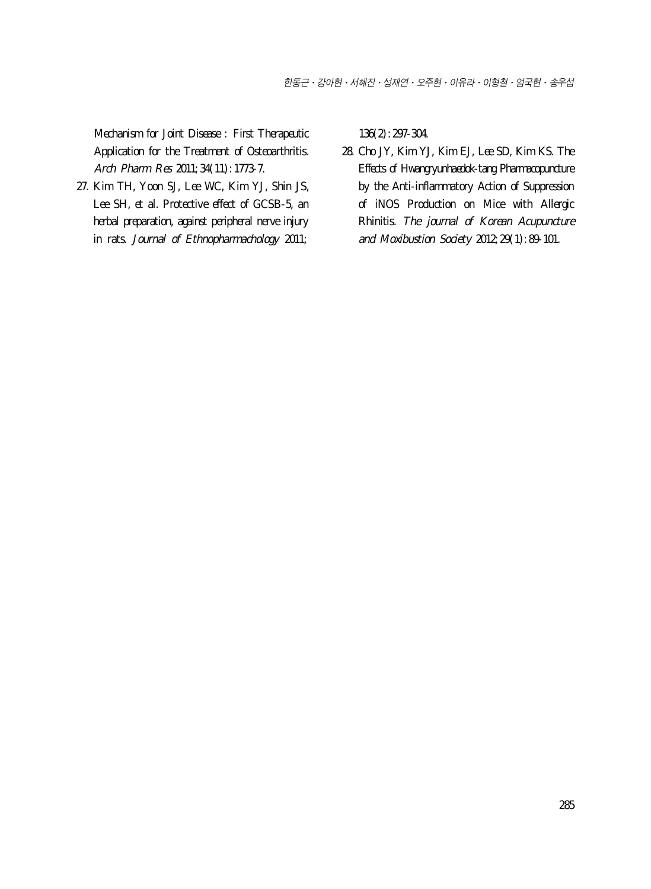Mechanism for Joint Disease : First Therapeutic Application for the Treatment of Osteoarthritis. *Arch Pharm Res* 2011;34(11):1773-7.

27. Kim TH, Yoon SJ, Lee WC, Kim YJ, Shin JS, Lee SH, et al. Protective effect of GCSB-5, an herbal preparation, against peripheral nerve injury in rats. *Journal of Ethnopharmachology* 2011;136(2):297-304.

28. Cho JY, Kim YJ, Kim EJ, Lee SD, Kim KS. The Effects of Hwangryunhaedok-tang Pharmacopuncture by the Anti-inflammatory Action of Suppression of iNOS Production on Mice with Allergic Rhinitis. *The journal of Korean Acupuncture and Moxibustion Society* 2012;29(1):89-101.